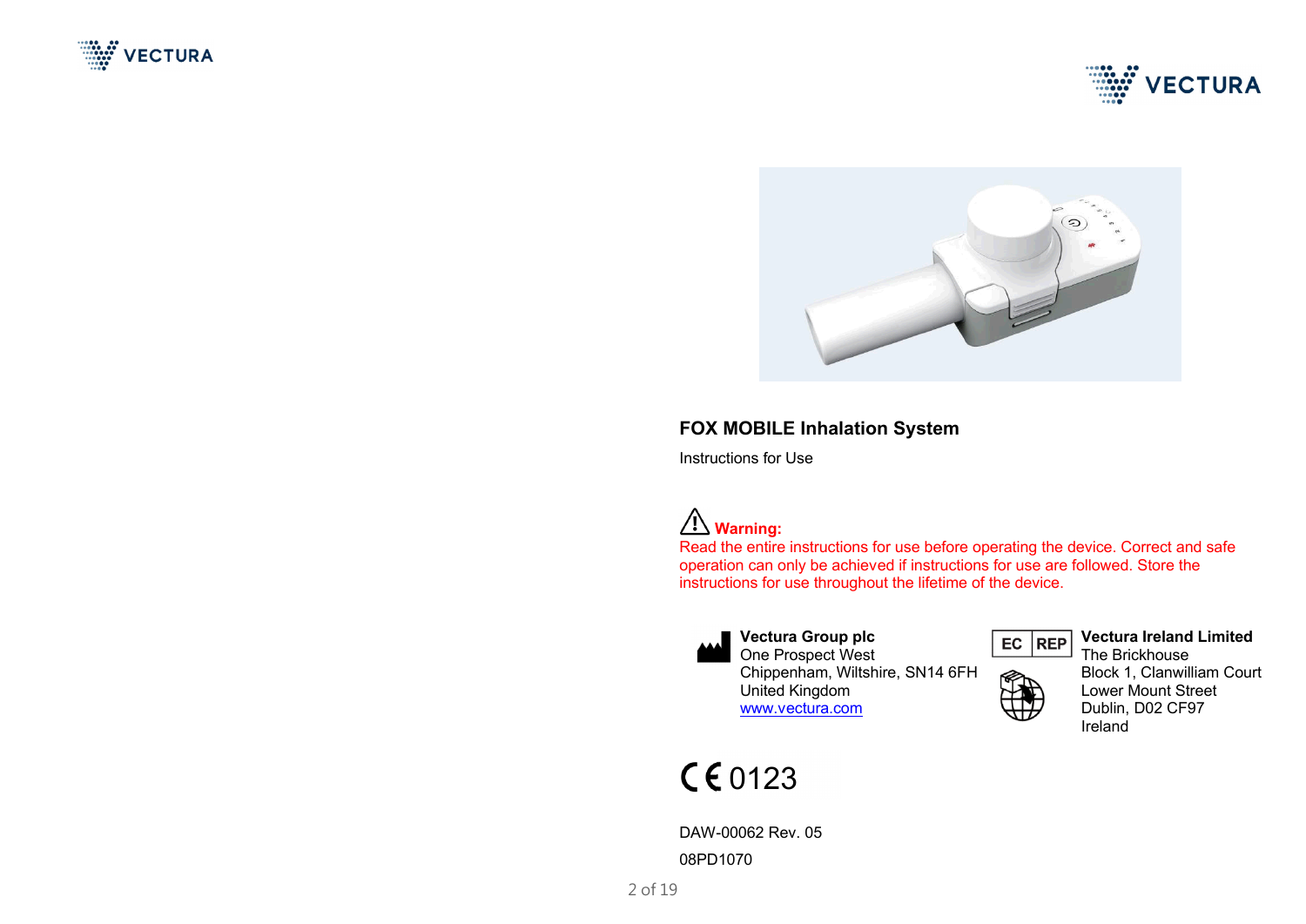# FOX MOBILE Inhalation System

Instructions for Use

**Warning:**
Read the entire instructions for use before operating the device. Correct and safe operation can only be achieved if instructions for use are followed. Store the instructions for use throughout the lifetime of the device.

**Vectura Group plc**
One Prospect West
Chippenham, Wiltshire, SN14 6FH
United Kingdom
www.vectura.com

EC REP

**Vectura Ireland Limited**
The Brickhouse
Block 1, Clanwilliam Court
Lower Mount Street
Dublin, D02 CF97
Ireland

CE 0123

DAW-00062 Rev. 05

08PD1070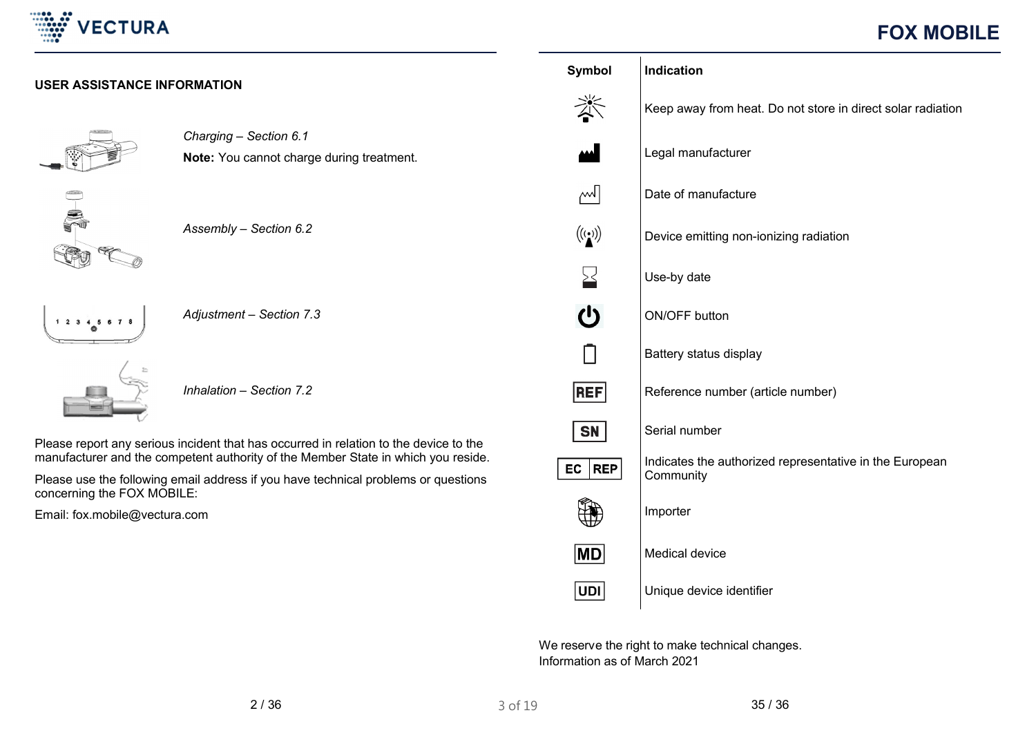## USER ASSISTANCE INFORMATION

*Charging – Section 6.1*

**Note:** You cannot charge during treatment.

*Assembly – Section 6.2*

*Adjustment – Section 7.3*

*Inhalation – Section 7.2*

Please report any serious incident that has occurred in relation to the device to the manufacturer and the competent authority of the Member State in which you reside.

Please use the following email address if you have technical problems or questions concerning the FOX MOBILE:

Email: fox.mobile@vectura.com

| Symbol | Indication |
|---|---|
| | Keep away from heat. Do not store in direct solar radiation |
| | Legal manufacturer |
| | Date of manufacture |
| | Device emitting non-ionizing radiation |
| | Use-by date |
| | ON/OFF button |
| | Battery status display |
| REF | Reference number (article number) |
| SN | Serial number |
| EC REP | Indicates the authorized representative in the European Community |
| | Importer |
| MD | Medical device |
| UDI | Unique device identifier |

We reserve the right to make technical changes.
Information as of March 2021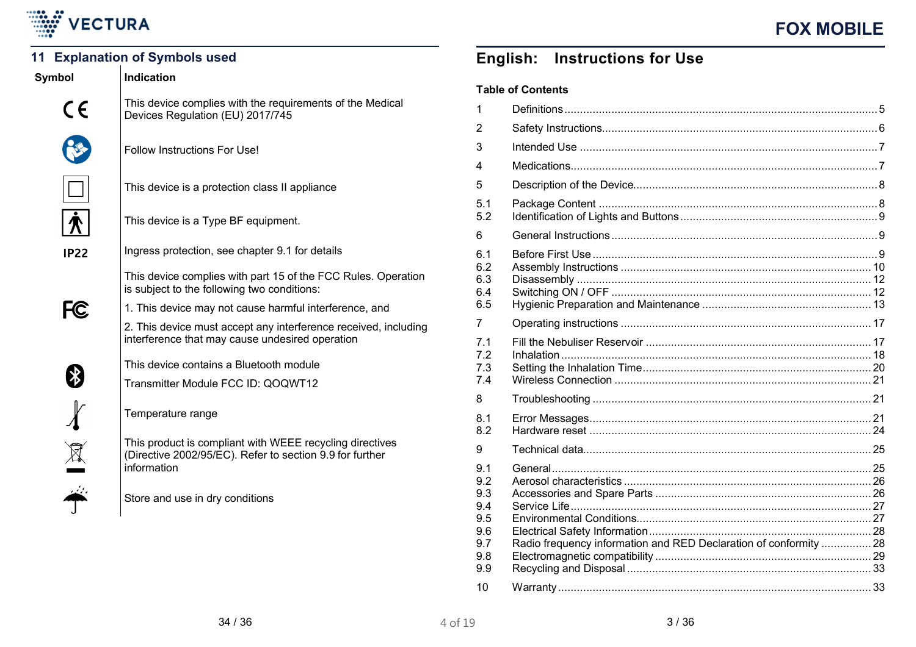## 11 Explanation of Symbols used

| Symbol | Indication |
| --- | --- |
| CE | This device complies with the requirements of the Medical Devices Regulation (EU) 2017/745 |
| | Follow Instructions For Use! |
| | This device is a protection class II appliance |
| | This device is a Type BF equipment. |
| IP22 | Ingress protection, see chapter 9.1 for details |
| FC | This device complies with part 15 of the FCC Rules. Operation is subject to the following two conditions: 1. This device may not cause harmful interference, and 2. This device must accept any interference received, including interference that may cause undesired operation |
| | This device contains a Bluetooth module Transmitter Module FCC ID: QOQWT12 |
| | Temperature range |
| | This product is compliant with WEEE recycling directives (Directive 2002/95/EC). Refer to section 9.9 for further information |
| | Store and use in dry conditions |

# English: Instructions for Use

**Table of Contents**

| | | |
| --- | --- | --- |
| 1 | Definitions | 5 |
| 2 | Safety Instructions | 6 |
| 3 | Intended Use | 7 |
| 4 | Medications | 7 |
| 5 | Description of the Device | 8 |
| 5.1 | Package Content | 8 |
| 5.2 | Identification of Lights and Buttons | 9 |
| 6 | General Instructions | 9 |
| 6.1 | Before First Use | 9 |
| 6.2 | Assembly Instructions | 10 |
| 6.3 | Disassembly | 12 |
| 6.4 | Switching ON / OFF | 12 |
| 6.5 | Hygienic Preparation and Maintenance | 13 |
| 7 | Operating instructions | 17 |
| 7.1 | Fill the Nebuliser Reservoir | 17 |
| 7.2 | Inhalation | 18 |
| 7.3 | Setting the Inhalation Time | 20 |
| 7.4 | Wireless Connection | 21 |
| 8 | Troubleshooting | 21 |
| 8.1 | Error Messages | 21 |
| 8.2 | Hardware reset | 24 |
| 9 | Technical data | 25 |
| 9.1 | General | 25 |
| 9.2 | Aerosol characteristics | 26 |
| 9.3 | Accessories and Spare Parts | 26 |
| 9.4 | Service Life | 27 |
| 9.5 | Environmental Conditions | 27 |
| 9.6 | Electrical Safety Information | 28 |
| 9.7 | Radio frequency information and RED Declaration of conformity | 28 |
| 9.8 | Electromagnetic compatibility | 29 |
| 9.9 | Recycling and Disposal | 33 |
| 10 | Warranty | 33 |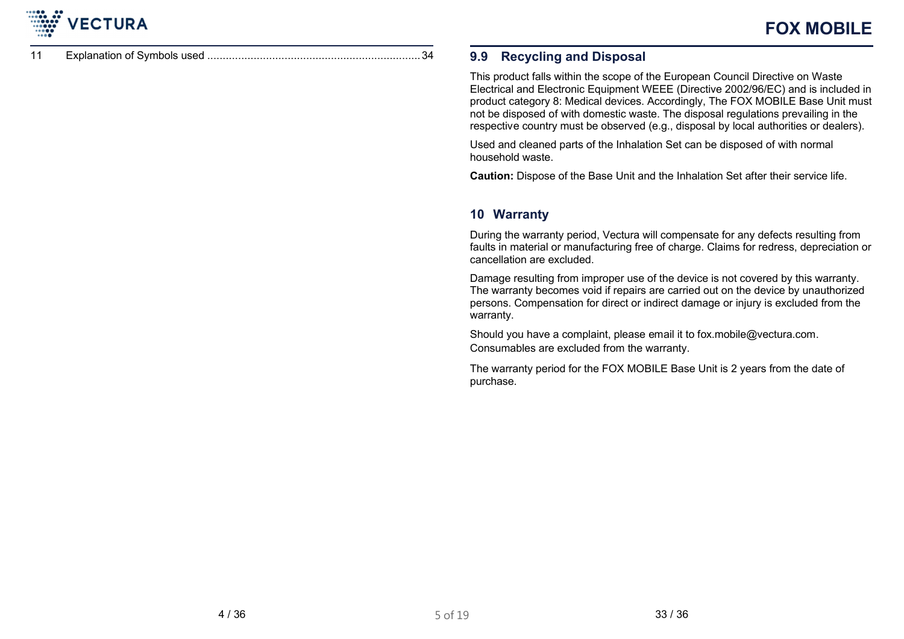11 Explanation of Symbols used ..................................................................... 34

## 9.9 Recycling and Disposal

This product falls within the scope of the European Council Directive on Waste Electrical and Electronic Equipment WEEE (Directive 2002/96/EC) and is included in product category 8: Medical devices. Accordingly, The FOX MOBILE Base Unit must not be disposed of with domestic waste. The disposal regulations prevailing in the respective country must be observed (e.g., disposal by local authorities or dealers).

Used and cleaned parts of the Inhalation Set can be disposed of with normal household waste.

**Caution:** Dispose of the Base Unit and the Inhalation Set after their service life.

# 10 Warranty

During the warranty period, Vectura will compensate for any defects resulting from faults in material or manufacturing free of charge. Claims for redress, depreciation or cancellation are excluded.

Damage resulting from improper use of the device is not covered by this warranty. The warranty becomes void if repairs are carried out on the device by unauthorized persons. Compensation for direct or indirect damage or injury is excluded from the warranty.

Should you have a complaint, please email it to fox.mobile@vectura.com. Consumables are excluded from the warranty.

The warranty period for the FOX MOBILE Base Unit is 2 years from the date of purchase.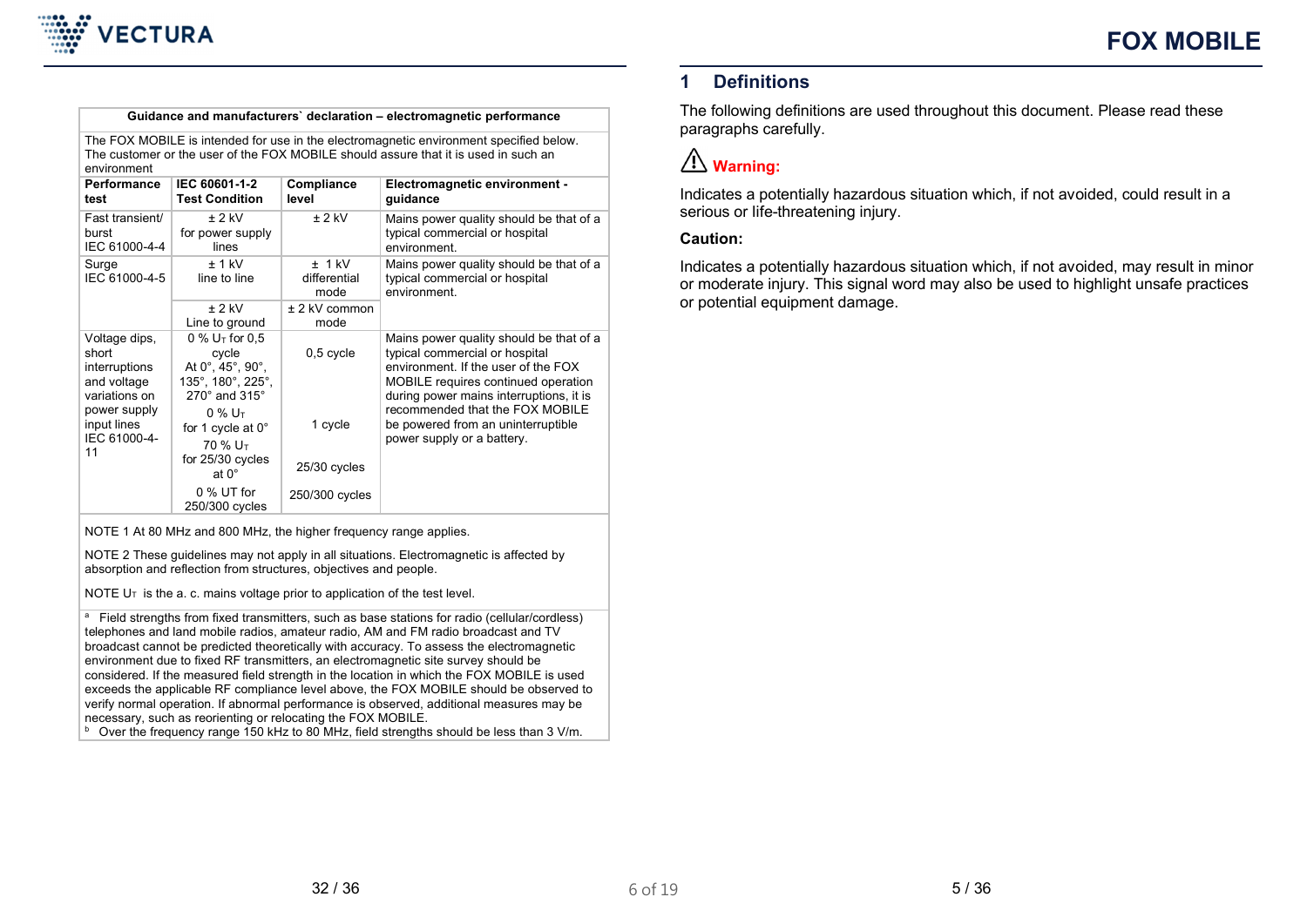| Guidance and manufacturers` declaration – electromagnetic performance | | | |
|---|---|---|---|
| The FOX MOBILE is intended for use in the electromagnetic environment specified below. The customer or the user of the FOX MOBILE should assure that it is used in such an environment | | | |
| **Performance test** | **IEC 60601-1-2 Test Condition** | **Compliance level** | **Electromagnetic environment - guidance** |
| Fast transient/ burst IEC 61000-4-4 | ± 2 kV for power supply lines | ± 2 kV | Mains power quality should be that of a typical commercial or hospital environment. |
| Surge IEC 61000-4-5 | ± 1 kV line to line | ± 1 kV differential mode | Mains power quality should be that of a typical commercial or hospital environment. |
| | ± 2 kV Line to ground | ± 2 kV common mode | |
| Voltage dips, short interruptions and voltage variations on power supply input lines IEC 61000-4-11 | 0 % $U_T$ for 0,5 cycle At 0°, 45°, 90°, 135°, 180°, 225°, 270° and 315°<br>0 % $U_T$ for 1 cycle at 0°<br>70 % $U_T$ for 25/30 cycles at 0°<br>0 % UT for 250/300 cycles | 0,5 cycle<br>1 cycle<br>25/30 cycles<br>250/300 cycles | Mains power quality should be that of a typical commercial or hospital environment. If the user of the FOX MOBILE requires continued operation during power mains interruptions, it is recommended that the FOX MOBILE be powered from an uninterruptible power supply or a battery. |

NOTE 1 At 80 MHz and 800 MHz, the higher frequency range applies.

NOTE 2 These guidelines may not apply in all situations. Electromagnetic is affected by absorption and reflection from structures, objectives and people.

NOTE $U_T$ is the a. c. mains voltage prior to application of the test level.

[a] Field strengths from fixed transmitters, such as base stations for radio (cellular/cordless) telephones and land mobile radios, amateur radio, AM and FM radio broadcast and TV broadcast cannot be predicted theoretically with accuracy. To assess the electromagnetic environment due to fixed RF transmitters, an electromagnetic site survey should be considered. If the measured field strength in the location in which the FOX MOBILE is used exceeds the applicable RF compliance level above, the FOX MOBILE should be observed to verify normal operation. If abnormal performance is observed, additional measures may be necessary, such as reorienting or relocating the FOX MOBILE.
[b] Over the frequency range 150 kHz to 80 MHz, field strengths should be less than 3 V/m.

# 1 Definitions

The following definitions are used throughout this document. Please read these paragraphs carefully.

### ⚠ Warning:

Indicates a potentially hazardous situation which, if not avoided, could result in a serious or life-threatening injury.

### Caution:

Indicates a potentially hazardous situation which, if not avoided, may result in minor or moderate injury. This signal word may also be used to highlight unsafe practices or potential equipment damage.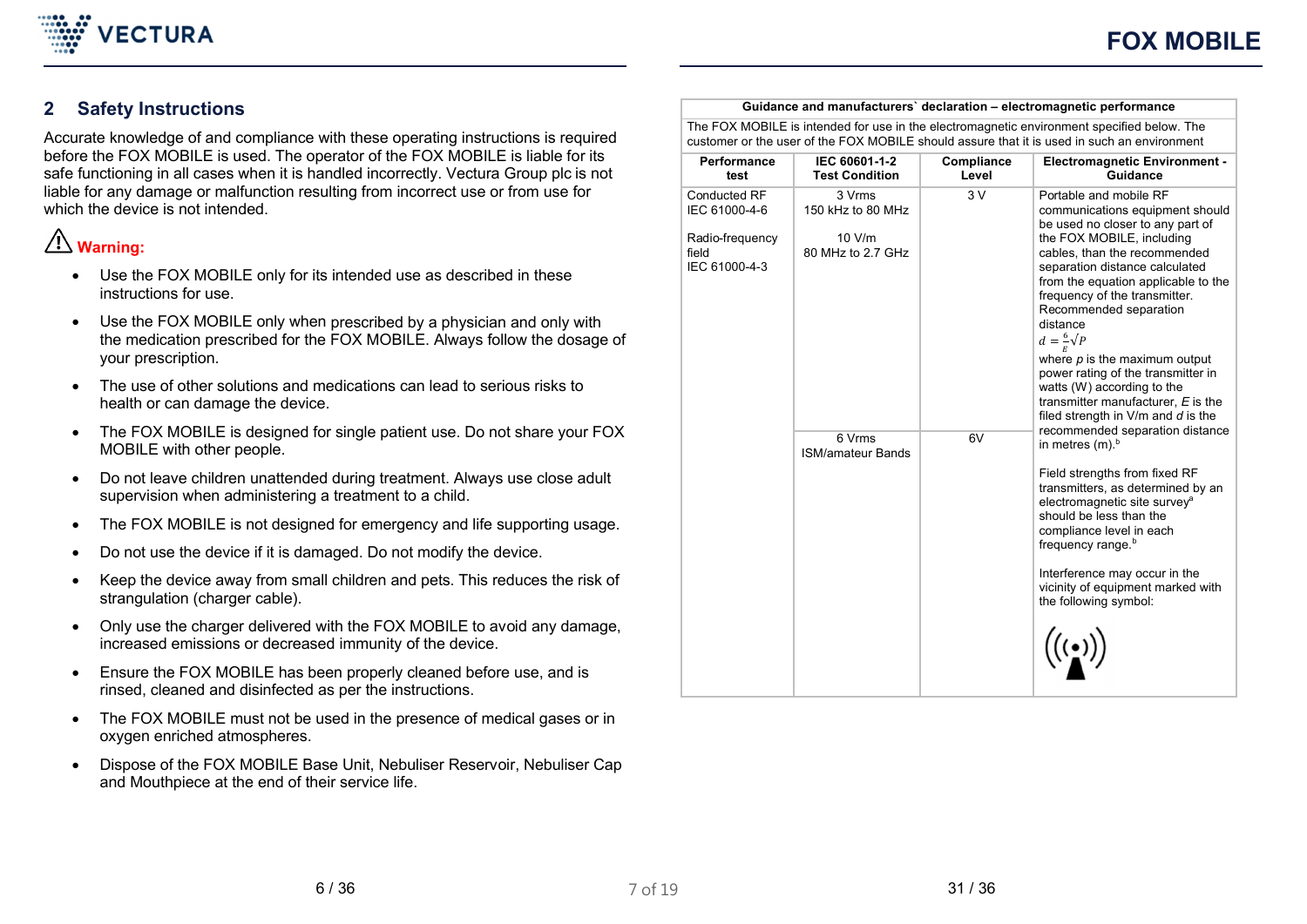## 2 Safety Instructions

Accurate knowledge of and compliance with these operating instructions is required before the FOX MOBILE is used. The operator of the FOX MOBILE is liable for its safe functioning in all cases when it is handled incorrectly. Vectura Group plc is not liable for any damage or malfunction resulting from incorrect use or from use for which the device is not intended.

⚠ **Warning:**

- Use the FOX MOBILE only for its intended use as described in these instructions for use.
- Use the FOX MOBILE only when prescribed by a physician and only with the medication prescribed for the FOX MOBILE. Always follow the dosage of your prescription.
- The use of other solutions and medications can lead to serious risks to health or can damage the device.
- The FOX MOBILE is designed for single patient use. Do not share your FOX MOBILE with other people.
- Do not leave children unattended during treatment. Always use close adult supervision when administering a treatment to a child.
- The FOX MOBILE is not designed for emergency and life supporting usage.
- Do not use the device if it is damaged. Do not modify the device.
- Keep the device away from small children and pets. This reduces the risk of strangulation (charger cable).
- Only use the charger delivered with the FOX MOBILE to avoid any damage, increased emissions or decreased immunity of the device.
- Ensure the FOX MOBILE has been properly cleaned before use, and is rinsed, cleaned and disinfected as per the instructions.
- The FOX MOBILE must not be used in the presence of medical gases or in oxygen enriched atmospheres.
- Dispose of the FOX MOBILE Base Unit, Nebuliser Reservoir, Nebuliser Cap and Mouthpiece at the end of their service life.

**Guidance and manufacturers` declaration – electromagnetic performance**

The FOX MOBILE is intended for use in the electromagnetic environment specified below. The customer or the user of the FOX MOBILE should assure that it is used in such an environment

| Performance test | IEC 60601-1-2 Test Condition | Compliance Level | Electromagnetic Environment - Guidance |
|---|---|---|---|
| Conducted RF IEC 61000-4-6<br><br>Radio-frequency field IEC 61000-4-3 | 3 Vrms 150 kHz to 80 MHz<br><br>10 V/m 80 MHz to 2.7 GHz | 3 V | Portable and mobile RF communications equipment should be used no closer to any part of the FOX MOBILE, including cables, than the recommended separation distance calculated from the equation applicable to the frequency of the transmitter. Recommended separation distance $d = \frac{6}{E}\sqrt{P}$ where *p* is the maximum output power rating of the transmitter in watts (W) according to the transmitter manufacturer, *E* is the filed strength in V/m and *d* is the recommended separation distance in metres (m).[b]<br><br>Field strengths from fixed RF transmitters, as determined by an electromagnetic site survey[a] should be less than the compliance level in each frequency range.[b]<br><br>Interference may occur in the vicinity of equipment marked with the following symbol: |
| | 6 Vrms ISM/amateur Bands | 6V | |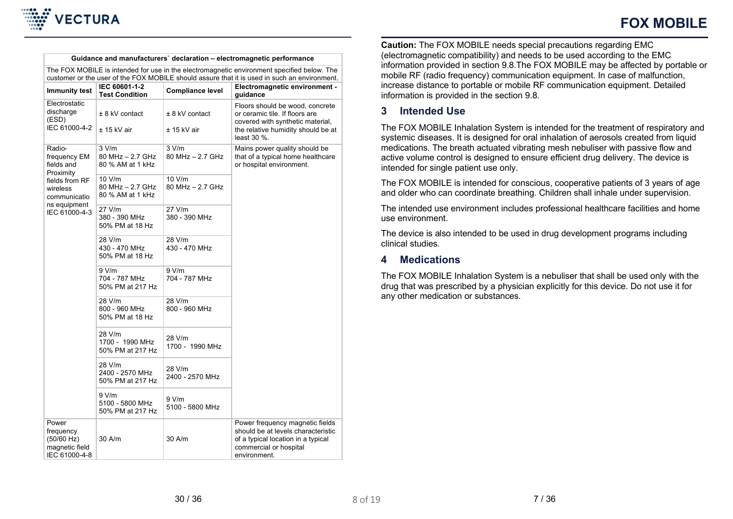| Guidance and manufacturers` declaration – electromagnetic performance | | | |
|---|---|---|---|
| The FOX MOBILE is intended for use in the electromagnetic environment specified below. The customer or the user of the FOX MOBILE should assure that it is used in such an environment. | | | |
| **Immunity test** | **IEC 60601-1-2 Test Condition** | **Compliance level** | **Electromagnetic environment - guidance** |
| Electrostatic discharge (ESD) IEC 61000-4-2 | ± 8 kV contact<br>± 15 kV air | ± 8 kV contact<br>± 15 kV air | Floors should be wood, concrete or ceramic tile. If floors are covered with synthetic material, the relative humidity should be at least 30 %. |
| Radio-frequency EM fields and Proximity fields from RF wireless communications equipment IEC 61000-4-3 | 3 V/m<br>80 MHz – 2.7 GHz<br>80 % AM at 1 kHz | 3 V/m<br>80 MHz – 2.7 GHz | Mains power quality should be that of a typical home healthcare or hospital environment. |
| | 10 V/m<br>80 MHz – 2.7 GHz<br>80 % AM at 1 kHz | 10 V/m<br>80 MHz – 2.7 GHz | |
| | 27 V/m<br>380 - 390 MHz<br>50% PM at 18 Hz | 27 V/m<br>380 - 390 MHz | |
| | 28 V/m<br>430 - 470 MHz<br>50% PM at 18 Hz | 28 V/m<br>430 - 470 MHz | |
| | 9 V/m<br>704 - 787 MHz<br>50% PM at 217 Hz | 9 V/m<br>704 - 787 MHz | |
| | 28 V/m<br>800 - 960 MHz<br>50% PM at 18 Hz | 28 V/m<br>800 - 960 MHz | |
| | 28 V/m<br>1700 - 1990 MHz<br>50% PM at 217 Hz | 28 V/m<br>1700 - 1990 MHz | |
| | 28 V/m<br>2400 - 2570 MHz<br>50% PM at 217 Hz | 28 V/m<br>2400 - 2570 MHz | |
| | 9 V/m<br>5100 - 5800 MHz<br>50% PM at 217 Hz | 9 V/m<br>5100 - 5800 MHz | |
| Power frequency (50/60 Hz) magnetic field IEC 61000-4-8 | 30 A/m | 30 A/m | Power frequency magnetic fields should be at levels characteristic of a typical location in a typical commercial or hospital environment. |

**Caution:** The FOX MOBILE needs special precautions regarding EMC (electromagnetic compatibility) and needs to be used according to the EMC information provided in section 9.8.The FOX MOBILE may be affected by portable or mobile RF (radio frequency) communication equipment. In case of malfunction, increase distance to portable or mobile RF communication equipment. Detailed information is provided in the section 9.8.

## 3 Intended Use

The FOX MOBILE Inhalation System is intended for the treatment of respiratory and systemic diseases. It is designed for oral inhalation of aerosols created from liquid medications. The breath actuated vibrating mesh nebuliser with passive flow and active volume control is designed to ensure efficient drug delivery. The device is intended for single patient use only.

The FOX MOBILE is intended for conscious, cooperative patients of 3 years of age and older who can coordinate breathing. Children shall inhale under supervision.

The intended use environment includes professional healthcare facilities and home use environment.

The device is also intended to be used in drug development programs including clinical studies.

## 4 Medications

The FOX MOBILE Inhalation System is a nebuliser that shall be used only with the drug that was prescribed by a physician explicitly for this device. Do not use it for any other medication or substances.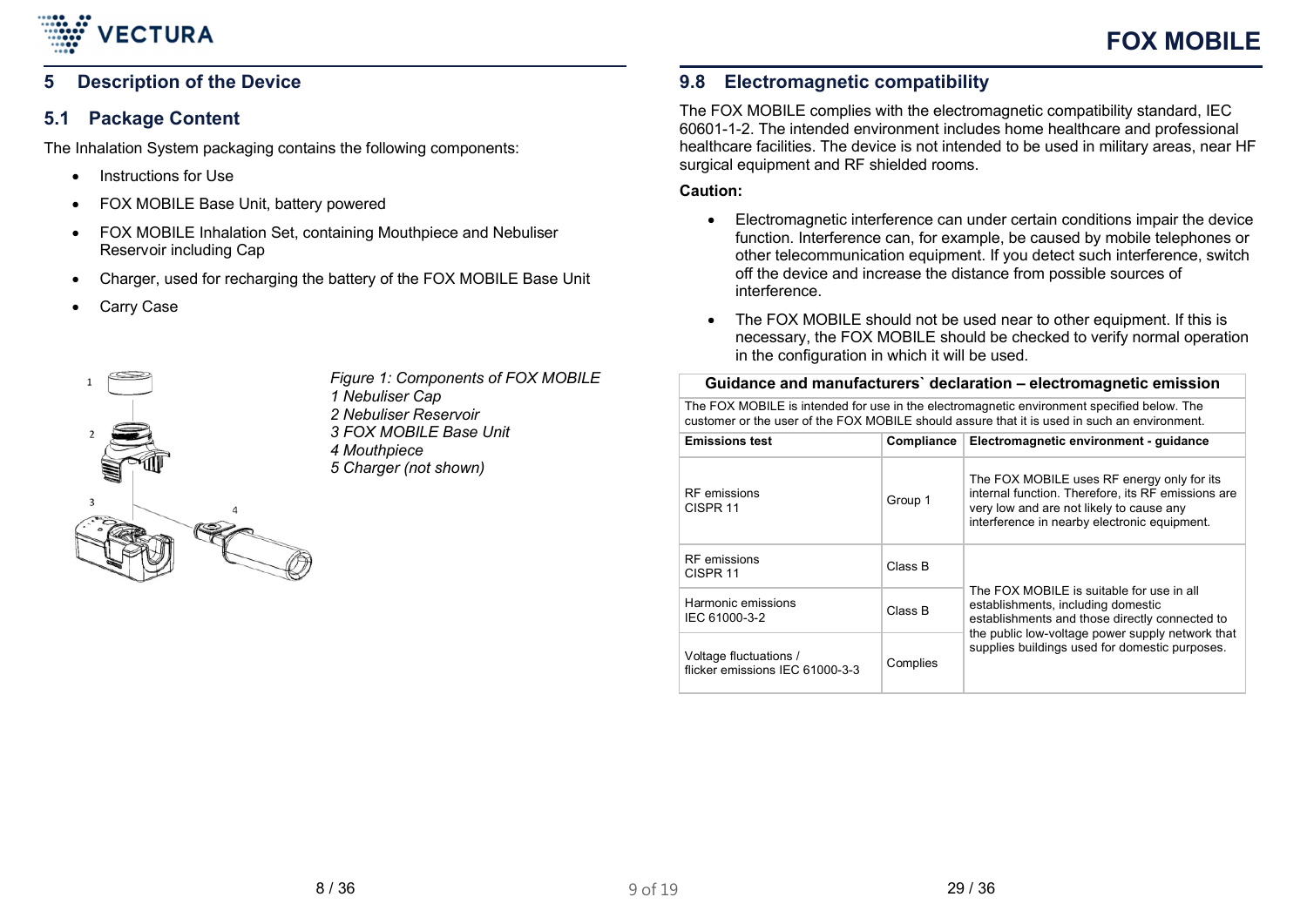## 5 Description of the Device

### 5.1 Package Content

The Inhalation System packaging contains the following components:

- Instructions for Use
- FOX MOBILE Base Unit, battery powered
- FOX MOBILE Inhalation Set, containing Mouthpiece and Nebuliser Reservoir including Cap
- Charger, used for recharging the battery of the FOX MOBILE Base Unit
- Carry Case

*Figure 1: Components of FOX MOBILE*
*1 Nebuliser Cap*
*2 Nebuliser Reservoir*
*3 FOX MOBILE Base Unit*
*4 Mouthpiece*
*5 Charger (not shown)*

### 9.8 Electromagnetic compatibility

The FOX MOBILE complies with the electromagnetic compatibility standard, IEC 60601-1-2. The intended environment includes home healthcare and professional healthcare facilities. The device is not intended to be used in military areas, near HF surgical equipment and RF shielded rooms.

**Caution:**

- Electromagnetic interference can under certain conditions impair the device function. Interference can, for example, be caused by mobile telephones or other telecommunication equipment. If you detect such interference, switch off the device and increase the distance from possible sources of interference.
- The FOX MOBILE should not be used near to other equipment. If this is necessary, the FOX MOBILE should be checked to verify normal operation in the configuration in which it will be used.

**Guidance and manufacturers` declaration – electromagnetic emission**

The FOX MOBILE is intended for use in the electromagnetic environment specified below. The customer or the user of the FOX MOBILE should assure that it is used in such an environment.

| Emissions test | Compliance | Electromagnetic environment - guidance |
|---|---|---|
| RF emissions CISPR 11 | Group 1 | The FOX MOBILE uses RF energy only for its internal function. Therefore, its RF emissions are very low and are not likely to cause any interference in nearby electronic equipment. |
| RF emissions CISPR 11 | Class B | The FOX MOBILE is suitable for use in all establishments, including domestic establishments and those directly connected to the public low-voltage power supply network that supplies buildings used for domestic purposes. |
| Harmonic emissions IEC 61000-3-2 | Class B | |
| Voltage fluctuations / flicker emissions IEC 61000-3-3 | Complies | |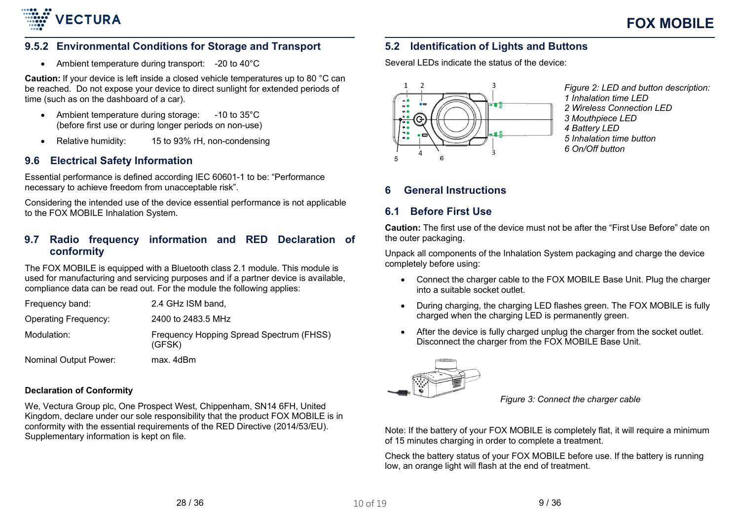### 9.5.2 Environmental Conditions for Storage and Transport

- Ambient temperature during transport: -20 to 40°C

**Caution:** If your device is left inside a closed vehicle temperatures up to 80 °C can be reached. Do not expose your device to direct sunlight for extended periods of time (such as on the dashboard of a car).

- Ambient temperature during storage: -10 to 35°C (before first use or during longer periods on non-use)
- Relative humidity: 15 to 93% rH, non-condensing

## 9.6 Electrical Safety Information

Essential performance is defined according IEC 60601-1 to be: "Performance necessary to achieve freedom from unacceptable risk".

Considering the intended use of the device essential performance is not applicable to the FOX MOBILE Inhalation System.

## 9.7 Radio frequency information and RED Declaration of conformity

The FOX MOBILE is equipped with a Bluetooth class 2.1 module. This module is used for manufacturing and servicing purposes and if a partner device is available, compliance data can be read out. For the module the following applies:

| | |
|---|---|
| Frequency band: | 2.4 GHz ISM band, |
| Operating Frequency: | 2400 to 2483.5 MHz |
| Modulation: | Frequency Hopping Spread Spectrum (FHSS) (GFSK) |
| Nominal Output Power: | max. 4dBm |

**Declaration of Conformity**

We, Vectura Group plc, One Prospect West, Chippenham, SN14 6FH, United Kingdom, declare under our sole responsibility that the product FOX MOBILE is in conformity with the essential requirements of the RED Directive (2014/53/EU). Supplementary information is kept on file.

## 5.2 Identification of Lights and Buttons

Several LEDs indicate the status of the device:

1 2 3
5 4 6 3

*Figure 2: LED and button description:*
*1 Inhalation time LED*
*2 Wireless Connection LED*
*3 Mouthpiece LED*
*4 Battery LED*
*5 Inhalation time button*
*6 On/Off button*

# 6 General Instructions

## 6.1 Before First Use

**Caution:** The first use of the device must not be after the "First Use Before" date on the outer packaging.

Unpack all components of the Inhalation System packaging and charge the device completely before using:

- Connect the charger cable to the FOX MOBILE Base Unit. Plug the charger into a suitable socket outlet.
- During charging, the charging LED flashes green. The FOX MOBILE is fully charged when the charging LED is permanently green.
- After the device is fully charged unplug the charger from the socket outlet. Disconnect the charger from the FOX MOBILE Base Unit.

*Figure 3: Connect the charger cable*

Note: If the battery of your FOX MOBILE is completely flat, it will require a minimum of 15 minutes charging in order to complete a treatment.

Check the battery status of your FOX MOBILE before use. If the battery is running low, an orange light will flash at the end of treatment.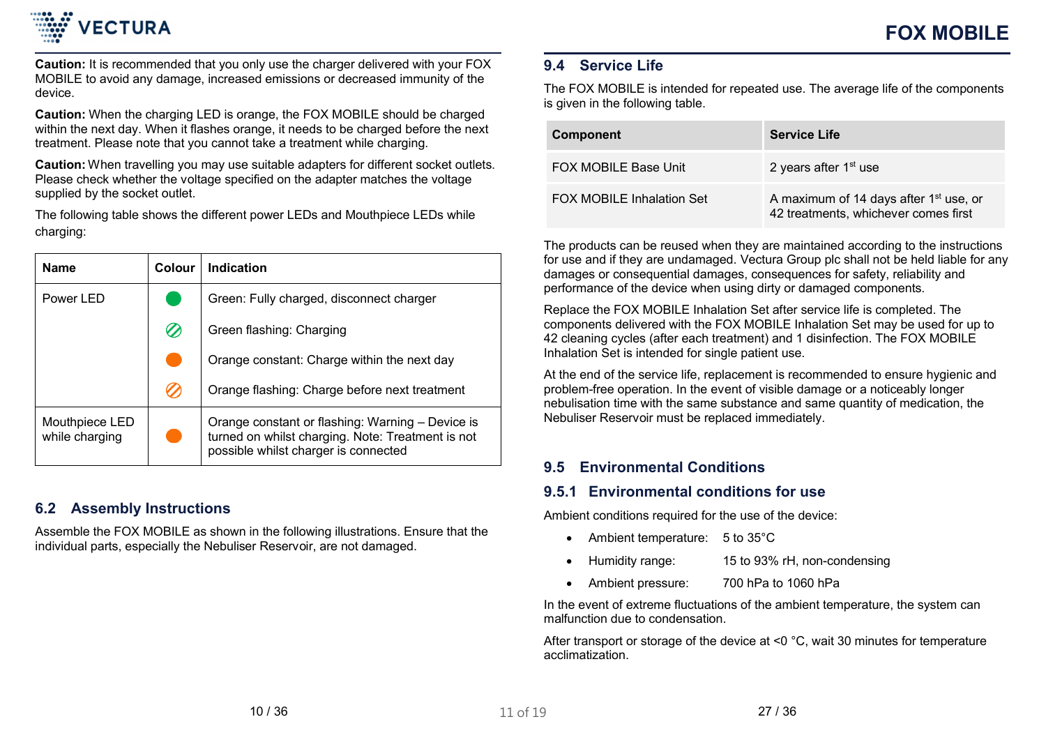**Caution:** It is recommended that you only use the charger delivered with your FOX MOBILE to avoid any damage, increased emissions or decreased immunity of the device.

**Caution:** When the charging LED is orange, the FOX MOBILE should be charged within the next day. When it flashes orange, it needs to be charged before the next treatment. Please note that you cannot take a treatment while charging.

**Caution:** When travelling you may use suitable adapters for different socket outlets. Please check whether the voltage specified on the adapter matches the voltage supplied by the socket outlet.

The following table shows the different power LEDs and Mouthpiece LEDs while charging:

| Name | Colour | Indication |
|---|---|---|
| Power LED | Green | Green: Fully charged, disconnect charger |
| | Green flashing | Green flashing: Charging |
| | Orange | Orange constant: Charge within the next day |
| | Orange flashing | Orange flashing: Charge before next treatment |
| Mouthpiece LED while charging | Orange | Orange constant or flashing: Warning – Device is turned on whilst charging. Note: Treatment is not possible whilst charger is connected |

## 6.2 Assembly Instructions

Assemble the FOX MOBILE as shown in the following illustrations. Ensure that the individual parts, especially the Nebuliser Reservoir, are not damaged.

## 9.4 Service Life

The FOX MOBILE is intended for repeated use. The average life of the components is given in the following table.

| Component | Service Life |
|---|---|
| FOX MOBILE Base Unit | 2 years after 1st use |
| FOX MOBILE Inhalation Set | A maximum of 14 days after 1st use, or 42 treatments, whichever comes first |

The products can be reused when they are maintained according to the instructions for use and if they are undamaged. Vectura Group plc shall not be held liable for any damages or consequential damages, consequences for safety, reliability and performance of the device when using dirty or damaged components.

Replace the FOX MOBILE Inhalation Set after service life is completed. The components delivered with the FOX MOBILE Inhalation Set may be used for up to 42 cleaning cycles (after each treatment) and 1 disinfection. The FOX MOBILE Inhalation Set is intended for single patient use.

At the end of the service life, replacement is recommended to ensure hygienic and problem-free operation. In the event of visible damage or a noticeably longer nebulisation time with the same substance and same quantity of medication, the Nebuliser Reservoir must be replaced immediately.

## 9.5 Environmental Conditions

### 9.5.1 Environmental conditions for use

Ambient conditions required for the use of the device:

- Ambient temperature: 5 to 35°C
- Humidity range: 15 to 93% rH, non-condensing
- Ambient pressure: 700 hPa to 1060 hPa

In the event of extreme fluctuations of the ambient temperature, the system can malfunction due to condensation.

After transport or storage of the device at <0 °C, wait 30 minutes for temperature acclimatization.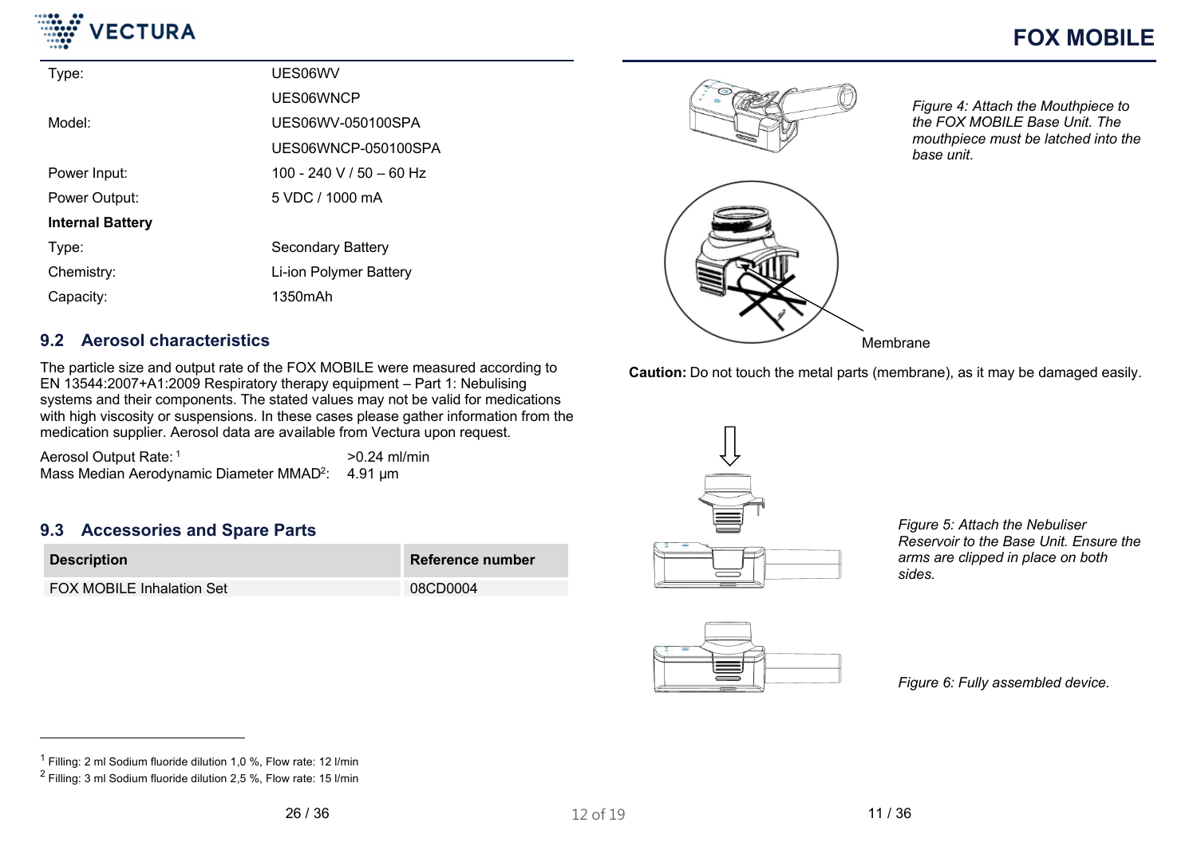| | |
|---|---|
| Type: | UES06WV |
| | UES06WNCP |
| Model: | UES06WV-050100SPA |
| | UES06WNCP-050100SPA |
| Power Input: | 100 - 240 V / 50 – 60 Hz |
| Power Output: | 5 VDC / 1000 mA |
| **Internal Battery** | |
| Type: | Secondary Battery |
| Chemistry: | Li-ion Polymer Battery |
| Capacity: | 1350mAh |

## 9.2 Aerosol characteristics

The particle size and output rate of the FOX MOBILE were measured according to EN 13544:2007+A1:2009 Respiratory therapy equipment – Part 1: Nebulising systems and their components. The stated values may not be valid for medications with high viscosity or suspensions. In these cases please gather information from the medication supplier. Aerosol data are available from Vectura upon request.

Aerosol Output Rate:[1] >0.24 ml/min
Mass Median Aerodynamic Diameter MMAD[2]: 4.91 µm

## 9.3 Accessories and Spare Parts

| Description | Reference number |
|---|---|
| FOX MOBILE Inhalation Set | 08CD0004 |

[1] Filling: 2 ml Sodium fluoride dilution 1,0 %, Flow rate: 12 l/min
[2] Filling: 3 ml Sodium fluoride dilution 2,5 %, Flow rate: 15 l/min

*Figure 4: Attach the Mouthpiece to the FOX MOBILE Base Unit. The mouthpiece must be latched into the base unit.*

Membrane

**Caution:** Do not touch the metal parts (membrane), as it may be damaged easily.

*Figure 5: Attach the Nebuliser Reservoir to the Base Unit. Ensure the arms are clipped in place on both sides.*

*Figure 6: Fully assembled device.*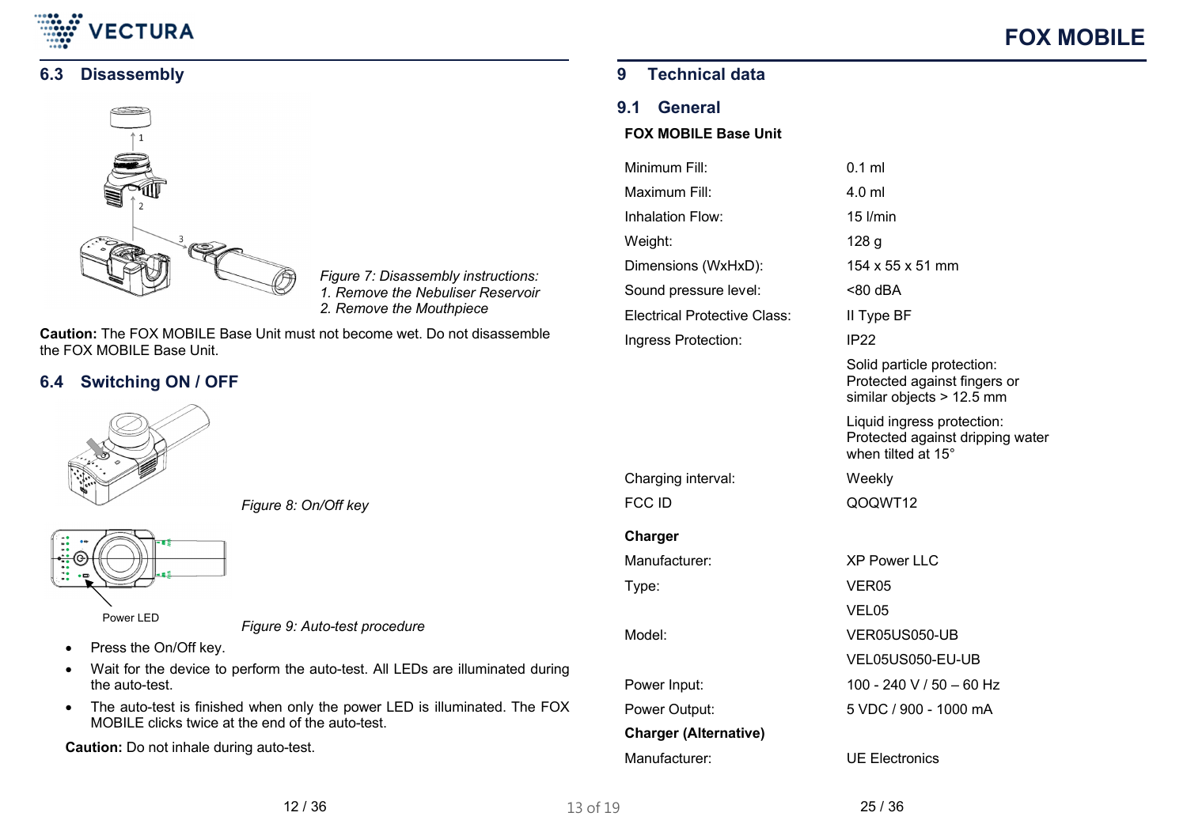## 6.3 Disassembly

*Figure 7: Disassembly instructions:*
*1. Remove the Nebuliser Reservoir*
*2. Remove the Mouthpiece*

**Caution:** The FOX MOBILE Base Unit must not become wet. Do not disassemble the FOX MOBILE Base Unit.

## 6.4 Switching ON / OFF

*Figure 8: On/Off key*

Power LED

*Figure 9: Auto-test procedure*

- Press the On/Off key.
- Wait for the device to perform the auto-test. All LEDs are illuminated during the auto-test.
- The auto-test is finished when only the power LED is illuminated. The FOX MOBILE clicks twice at the end of the auto-test.

**Caution:** Do not inhale during auto-test.

# 9 Technical data

## 9.1 General

**FOX MOBILE Base Unit**

| | |
|---|---|
| Minimum Fill: | 0.1 ml |
| Maximum Fill: | 4.0 ml |
| Inhalation Flow: | 15 l/min |
| Weight: | 128 g |
| Dimensions (WxHxD): | 154 x 55 x 51 mm |
| Sound pressure level: | <80 dBA |
| Electrical Protective Class: | II Type BF |
| Ingress Protection: | IP22 |
| | Solid particle protection: Protected against fingers or similar objects > 12.5 mm |
| | Liquid ingress protection: Protected against dripping water when tilted at 15° |
| Charging interval: | Weekly |
| FCC ID | QOQWT12 |

**Charger**

| | |
|---|---|
| Manufacturer: | XP Power LLC |
| Type: | VER05 |
| | VEL05 |
| Model: | VER05US050-UB |
| | VEL05US050-EU-UB |
| Power Input: | 100 - 240 V / 50 – 60 Hz |
| Power Output: | 5 VDC / 900 - 1000 mA |

**Charger (Alternative)**

| | |
|---|---|
| Manufacturer: | UE Electronics |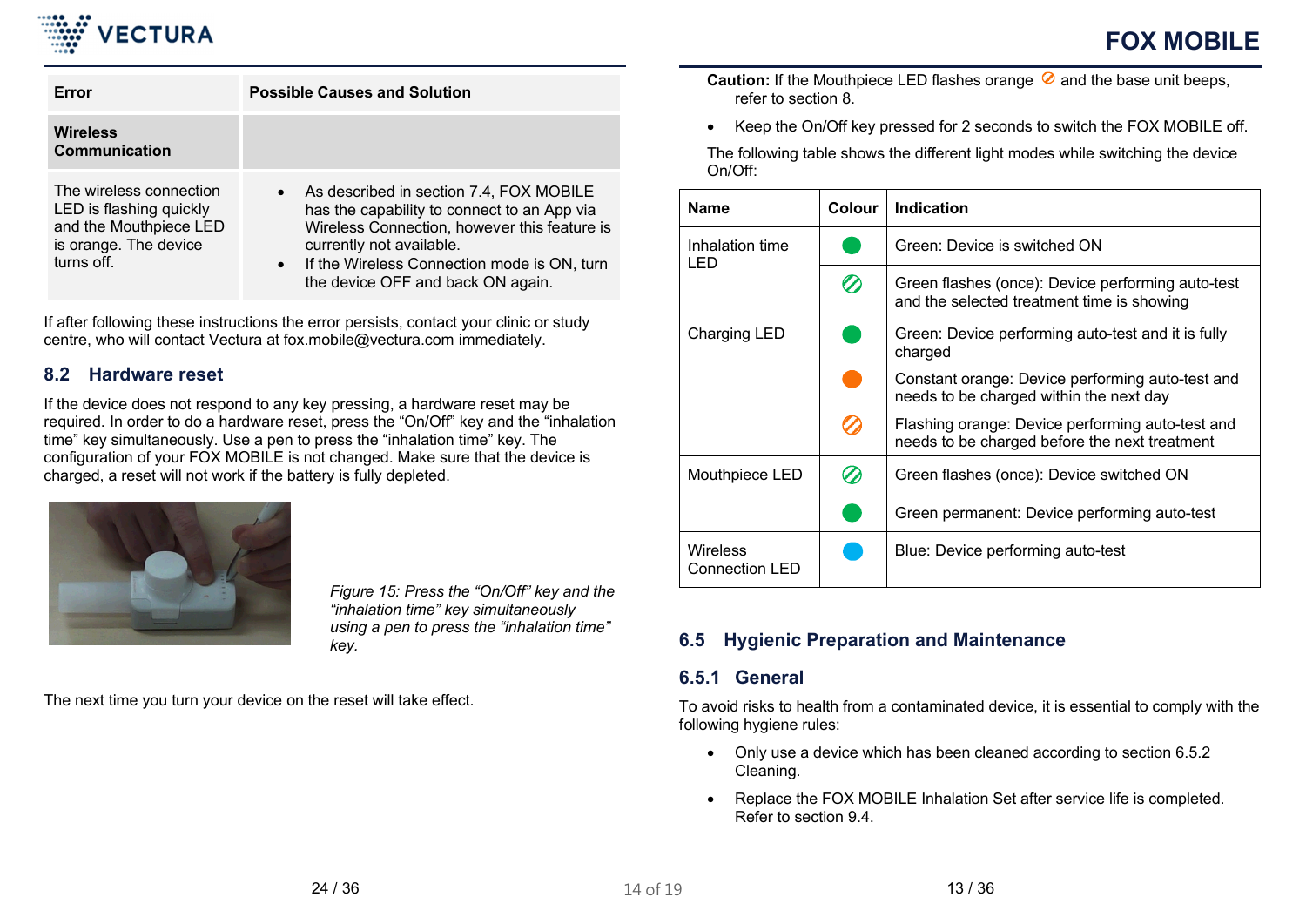| Error | Possible Causes and Solution |
|---|---|
| **Wireless Communication** | |
| The wireless connection LED is flashing quickly and the Mouthpiece LED is orange. The device turns off. | • As described in section 7.4, FOX MOBILE has the capability to connect to an App via Wireless Connection, however this feature is currently not available. • If the Wireless Connection mode is ON, turn the device OFF and back ON again. |

If after following these instructions the error persists, contact your clinic or study centre, who will contact Vectura at fox.mobile@vectura.com immediately.

## 8.2 Hardware reset

If the device does not respond to any key pressing, a hardware reset may be required. In order to do a hardware reset, press the “On/Off” key and the “inhalation time” key simultaneously. Use a pen to press the “inhalation time” key. The configuration of your FOX MOBILE is not changed. Make sure that the device is charged, a reset will not work if the battery is fully depleted.

*Figure 15: Press the “On/Off” key and the “inhalation time” key simultaneously using a pen to press the “inhalation time” key.*

The next time you turn your device on the reset will take effect.

**Caution:** If the Mouthpiece LED flashes orange and the base unit beeps, refer to section 8.

- Keep the On/Off key pressed for 2 seconds to switch the FOX MOBILE off.

The following table shows the different light modes while switching the device On/Off:

| Name | Colour | Indication |
|---|---|---|
| Inhalation time LED | Green | Green: Device is switched ON |
| | Green flashing | Green flashes (once): Device performing auto-test and the selected treatment time is showing |
| Charging LED | Green | Green: Device performing auto-test and it is fully charged |
| | Orange | Constant orange: Device performing auto-test and needs to be charged within the next day |
| | Orange flashing | Flashing orange: Device performing auto-test and needs to be charged before the next treatment |
| Mouthpiece LED | Green flashing | Green flashes (once): Device switched ON |
| | Green | Green permanent: Device performing auto-test |
| Wireless Connection LED | Blue | Blue: Device performing auto-test |

## 6.5 Hygienic Preparation and Maintenance

### 6.5.1 General

To avoid risks to health from a contaminated device, it is essential to comply with the following hygiene rules:

- Only use a device which has been cleaned according to section 6.5.2 Cleaning.
- Replace the FOX MOBILE Inhalation Set after service life is completed. Refer to section 9.4.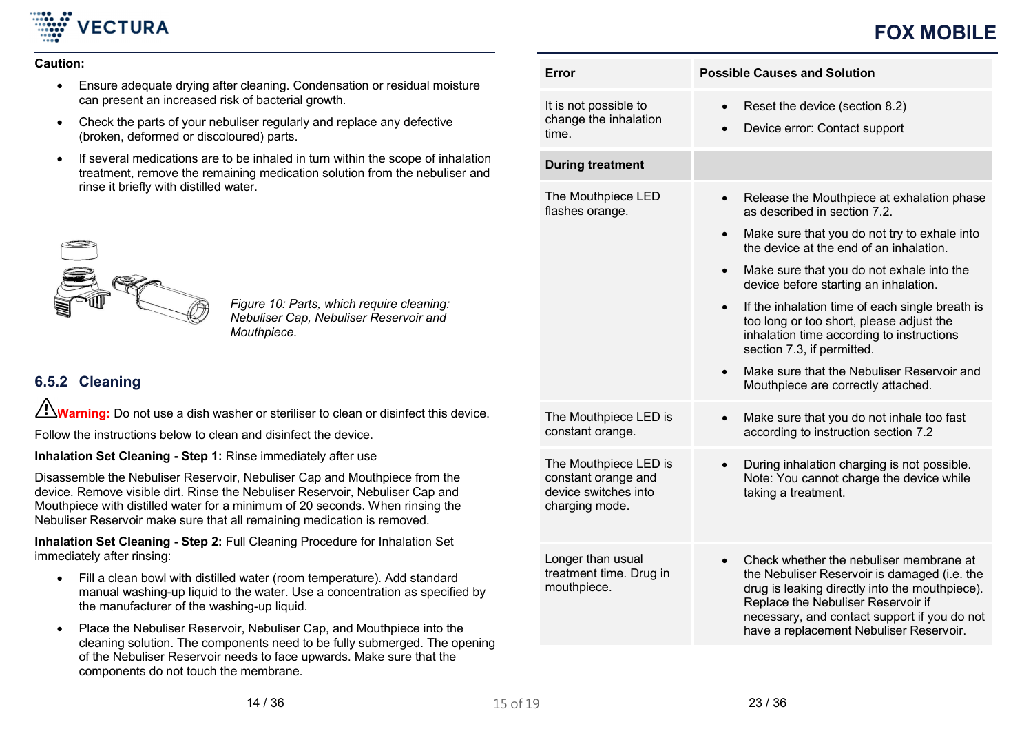**Caution:**

- Ensure adequate drying after cleaning. Condensation or residual moisture can present an increased risk of bacterial growth.
- Check the parts of your nebuliser regularly and replace any defective (broken, deformed or discoloured) parts.
- If several medications are to be inhaled in turn within the scope of inhalation treatment, remove the remaining medication solution from the nebuliser and rinse it briefly with distilled water.

*Figure 10: Parts, which require cleaning: Nebuliser Cap, Nebuliser Reservoir and Mouthpiece.*

## 6.5.2 Cleaning

**Warning:** Do not use a dish washer or steriliser to clean or disinfect this device.

Follow the instructions below to clean and disinfect the device.

**Inhalation Set Cleaning - Step 1:** Rinse immediately after use

Disassemble the Nebuliser Reservoir, Nebuliser Cap and Mouthpiece from the device. Remove visible dirt. Rinse the Nebuliser Reservoir, Nebuliser Cap and Mouthpiece with distilled water for a minimum of 20 seconds. When rinsing the Nebuliser Reservoir make sure that all remaining medication is removed.

**Inhalation Set Cleaning - Step 2:** Full Cleaning Procedure for Inhalation Set immediately after rinsing:

- Fill a clean bowl with distilled water (room temperature). Add standard manual washing-up liquid to the water. Use a concentration as specified by the manufacturer of the washing-up liquid.
- Place the Nebuliser Reservoir, Nebuliser Cap, and Mouthpiece into the cleaning solution. The components need to be fully submerged. The opening of the Nebuliser Reservoir needs to face upwards. Make sure that the components do not touch the membrane.

| Error | Possible Causes and Solution |
|---|---|
| It is not possible to change the inhalation time. | • Reset the device (section 8.2)<br>• Device error: Contact support |
| **During treatment** | |
| The Mouthpiece LED flashes orange. | • Release the Mouthpiece at exhalation phase as described in section 7.2.<br>• Make sure that you do not try to exhale into the device at the end of an inhalation.<br>• Make sure that you do not exhale into the device before starting an inhalation.<br>• If the inhalation time of each single breath is too long or too short, please adjust the inhalation time according to instructions section 7.3, if permitted.<br>• Make sure that the Nebuliser Reservoir and Mouthpiece are correctly attached. |
| The Mouthpiece LED is constant orange. | • Make sure that you do not inhale too fast according to instruction section 7.2 |
| The Mouthpiece LED is constant orange and device switches into charging mode. | • During inhalation charging is not possible. Note: You cannot charge the device while taking a treatment. |
| Longer than usual treatment time. Drug in mouthpiece. | • Check whether the nebuliser membrane at the Nebuliser Reservoir is damaged (i.e. the drug is leaking directly into the mouthpiece). Replace the Nebuliser Reservoir if necessary, and contact support if you do not have a replacement Nebuliser Reservoir. |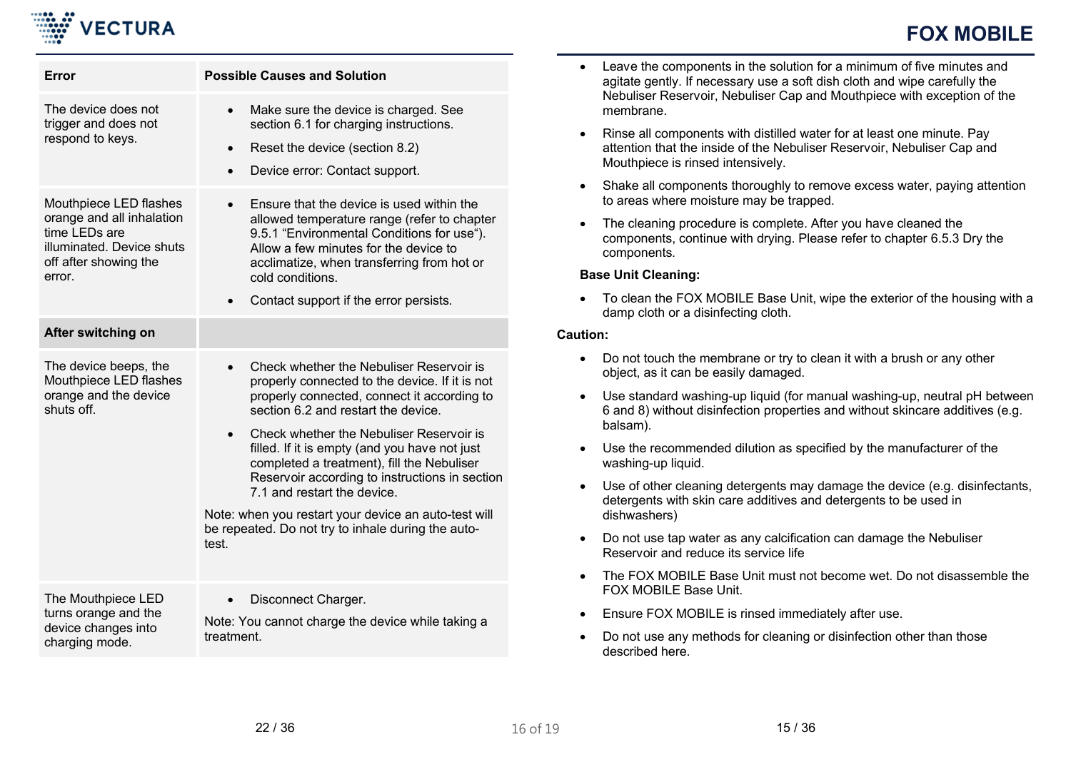| Error | Possible Causes and Solution |
|---|---|
| The device does not trigger and does not respond to keys. | • Make sure the device is charged. See section 6.1 for charging instructions.<br>• Reset the device (section 8.2)<br>• Device error: Contact support. |
| Mouthpiece LED flashes orange and all inhalation time LEDs are illuminated. Device shuts off after showing the error. | • Ensure that the device is used within the allowed temperature range (refer to chapter 9.5.1 “Environmental Conditions for use“). Allow a few minutes for the device to acclimatize, when transferring from hot or cold conditions.<br>• Contact support if the error persists. |
| **After switching on** | |
| The device beeps, the Mouthpiece LED flashes orange and the device shuts off. | • Check whether the Nebuliser Reservoir is properly connected to the device. If it is not properly connected, connect it according to section 6.2 and restart the device.<br>• Check whether the Nebuliser Reservoir is filled. If it is empty (and you have not just completed a treatment), fill the Nebuliser Reservoir according to instructions in section 7.1 and restart the device.<br>Note: when you restart your device an auto-test will be repeated. Do not try to inhale during the auto-test. |
| The Mouthpiece LED turns orange and the device changes into charging mode. | • Disconnect Charger.<br>Note: You cannot charge the device while taking a treatment. |

- Leave the components in the solution for a minimum of five minutes and agitate gently. If necessary use a soft dish cloth and wipe carefully the Nebuliser Reservoir, Nebuliser Cap and Mouthpiece with exception of the membrane.
- Rinse all components with distilled water for at least one minute. Pay attention that the inside of the Nebuliser Reservoir, Nebuliser Cap and Mouthpiece is rinsed intensively.
- Shake all components thoroughly to remove excess water, paying attention to areas where moisture may be trapped.
- The cleaning procedure is complete. After you have cleaned the components, continue with drying. Please refer to chapter 6.5.3 Dry the components.

**Base Unit Cleaning:**

- To clean the FOX MOBILE Base Unit, wipe the exterior of the housing with a damp cloth or a disinfecting cloth.

**Caution:**

- Do not touch the membrane or try to clean it with a brush or any other object, as it can be easily damaged.
- Use standard washing-up liquid (for manual washing-up, neutral pH between 6 and 8) without disinfection properties and without skincare additives (e.g. balsam).
- Use the recommended dilution as specified by the manufacturer of the washing-up liquid.
- Use of other cleaning detergents may damage the device (e.g. disinfectants, detergents with skin care additives and detergents to be used in dishwashers)
- Do not use tap water as any calcification can damage the Nebuliser Reservoir and reduce its service life
- The FOX MOBILE Base Unit must not become wet. Do not disassemble the FOX MOBILE Base Unit.
- Ensure FOX MOBILE is rinsed immediately after use.
- Do not use any methods for cleaning or disinfection other than those described here.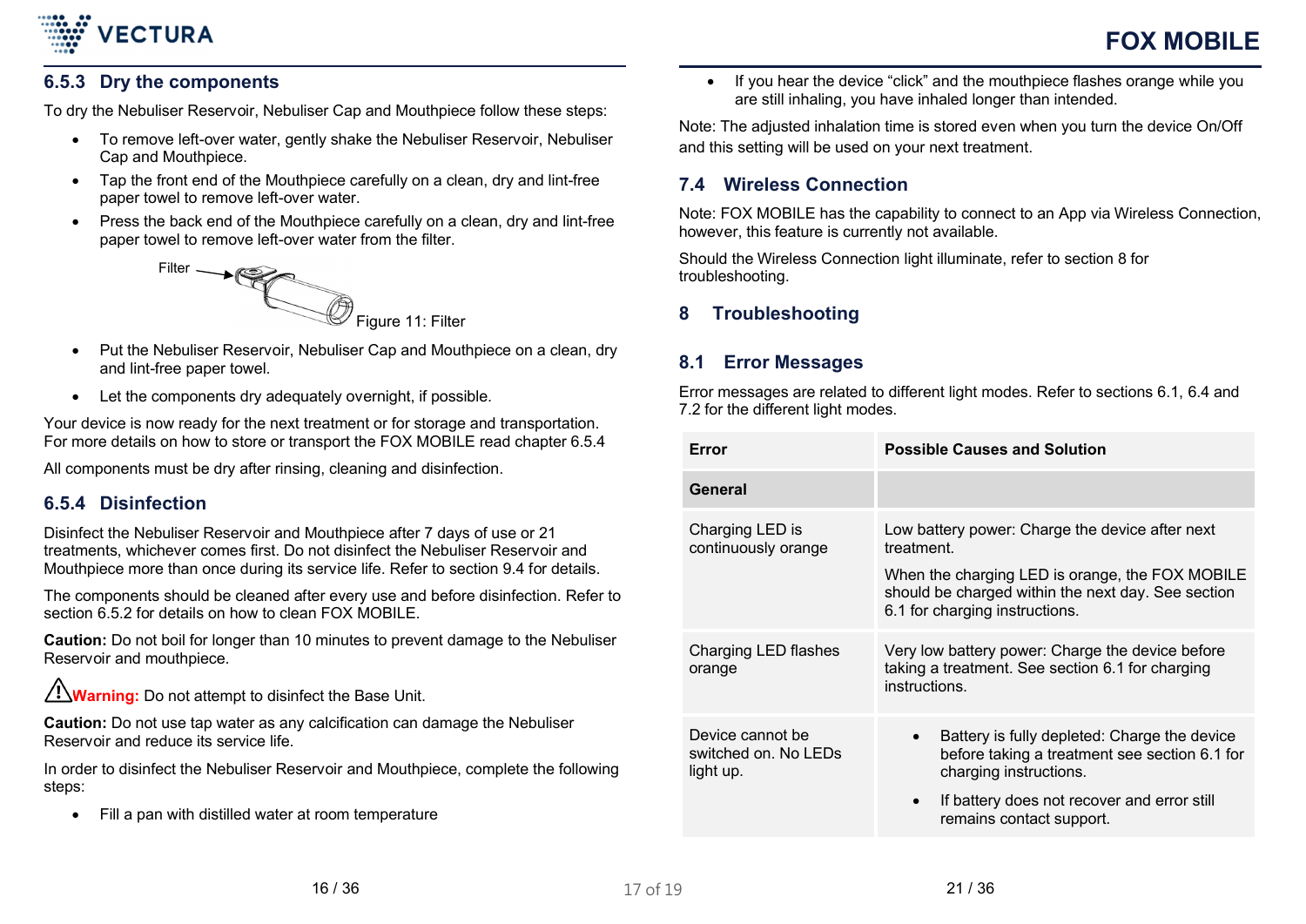### 6.5.3 Dry the components

To dry the Nebuliser Reservoir, Nebuliser Cap and Mouthpiece follow these steps:

- To remove left-over water, gently shake the Nebuliser Reservoir, Nebuliser Cap and Mouthpiece.
- Tap the front end of the Mouthpiece carefully on a clean, dry and lint-free paper towel to remove left-over water.
- Press the back end of the Mouthpiece carefully on a clean, dry and lint-free paper towel to remove left-over water from the filter.

Filter

Figure 11: Filter

- Put the Nebuliser Reservoir, Nebuliser Cap and Mouthpiece on a clean, dry and lint-free paper towel.
- Let the components dry adequately overnight, if possible.

Your device is now ready for the next treatment or for storage and transportation. For more details on how to store or transport the FOX MOBILE read chapter 6.5.4

All components must be dry after rinsing, cleaning and disinfection.

### 6.5.4 Disinfection

Disinfect the Nebuliser Reservoir and Mouthpiece after 7 days of use or 21 treatments, whichever comes first. Do not disinfect the Nebuliser Reservoir and Mouthpiece more than once during its service life. Refer to section 9.4 for details.

The components should be cleaned after every use and before disinfection. Refer to section 6.5.2 for details on how to clean FOX MOBILE.

**Caution:** Do not boil for longer than 10 minutes to prevent damage to the Nebuliser Reservoir and mouthpiece.

⚠ **Warning:** Do not attempt to disinfect the Base Unit.

**Caution:** Do not use tap water as any calcification can damage the Nebuliser Reservoir and reduce its service life.

In order to disinfect the Nebuliser Reservoir and Mouthpiece, complete the following steps:

- Fill a pan with distilled water at room temperature

- If you hear the device "click" and the mouthpiece flashes orange while you are still inhaling, you have inhaled longer than intended.

Note: The adjusted inhalation time is stored even when you turn the device On/Off and this setting will be used on your next treatment.

## 7.4 Wireless Connection

Note: FOX MOBILE has the capability to connect to an App via Wireless Connection, however, this feature is currently not available.

Should the Wireless Connection light illuminate, refer to section 8 for troubleshooting.

# 8 Troubleshooting

## 8.1 Error Messages

Error messages are related to different light modes. Refer to sections 6.1, 6.4 and 7.2 for the different light modes.

| Error | Possible Causes and Solution |
|---|---|
| **General** | |
| Charging LED is continuously orange | Low battery power: Charge the device after next treatment.<br><br>When the charging LED is orange, the FOX MOBILE should be charged within the next day. See section 6.1 for charging instructions. |
| Charging LED flashes orange | Very low battery power: Charge the device before taking a treatment. See section 6.1 for charging instructions. |
| Device cannot be switched on. No LEDs light up. | • Battery is fully depleted: Charge the device before taking a treatment see section 6.1 for charging instructions.<br>• If battery does not recover and error still remains contact support. |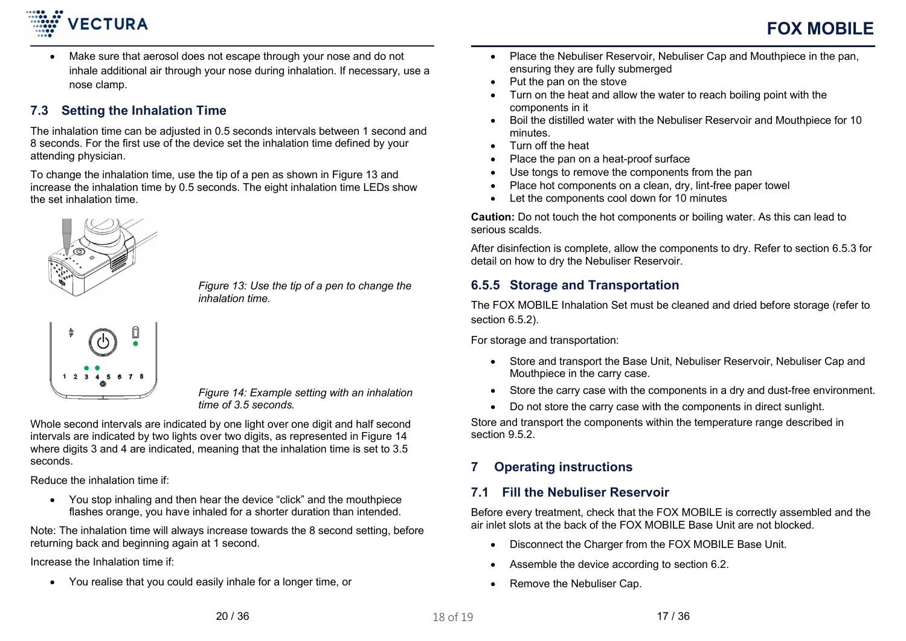- Make sure that aerosol does not escape through your nose and do not inhale additional air through your nose during inhalation. If necessary, use a nose clamp.

### 7.3 Setting the Inhalation Time

The inhalation time can be adjusted in 0.5 seconds intervals between 1 second and 8 seconds. For the first use of the device set the inhalation time defined by your attending physician.

To change the inhalation time, use the tip of a pen as shown in Figure 13 and increase the inhalation time by 0.5 seconds. The eight inhalation time LEDs show the set inhalation time.

*Figure 13: Use the tip of a pen to change the inhalation time.*

*Figure 14: Example setting with an inhalation time of 3.5 seconds.*

Whole second intervals are indicated by one light over one digit and half second intervals are indicated by two lights over two digits, as represented in Figure 14 where digits 3 and 4 are indicated, meaning that the inhalation time is set to 3.5 seconds.

Reduce the inhalation time if:

- You stop inhaling and then hear the device "click" and the mouthpiece flashes orange, you have inhaled for a shorter duration than intended.

Note: The inhalation time will always increase towards the 8 second setting, before returning back and beginning again at 1 second.

Increase the Inhalation time if:

- You realise that you could easily inhale for a longer time, or

- Place the Nebuliser Reservoir, Nebuliser Cap and Mouthpiece in the pan, ensuring they are fully submerged
- Put the pan on the stove
- Turn on the heat and allow the water to reach boiling point with the components in it
- Boil the distilled water with the Nebuliser Reservoir and Mouthpiece for 10 minutes.
- Turn off the heat
- Place the pan on a heat-proof surface
- Use tongs to remove the components from the pan
- Place hot components on a clean, dry, lint-free paper towel
- Let the components cool down for 10 minutes

**Caution:** Do not touch the hot components or boiling water. As this can lead to serious scalds.

After disinfection is complete, allow the components to dry. Refer to section 6.5.3 for detail on how to dry the Nebuliser Reservoir.

### 6.5.5 Storage and Transportation

The FOX MOBILE Inhalation Set must be cleaned and dried before storage (refer to section 6.5.2).

For storage and transportation:

- Store and transport the Base Unit, Nebuliser Reservoir, Nebuliser Cap and Mouthpiece in the carry case.
- Store the carry case with the components in a dry and dust-free environment.
- Do not store the carry case with the components in direct sunlight.

Store and transport the components within the temperature range described in section 9.5.2.

## 7 Operating instructions

### 7.1 Fill the Nebuliser Reservoir

Before every treatment, check that the FOX MOBILE is correctly assembled and the air inlet slots at the back of the FOX MOBILE Base Unit are not blocked.

- Disconnect the Charger from the FOX MOBILE Base Unit.
- Assemble the device according to section 6.2.
- Remove the Nebuliser Cap.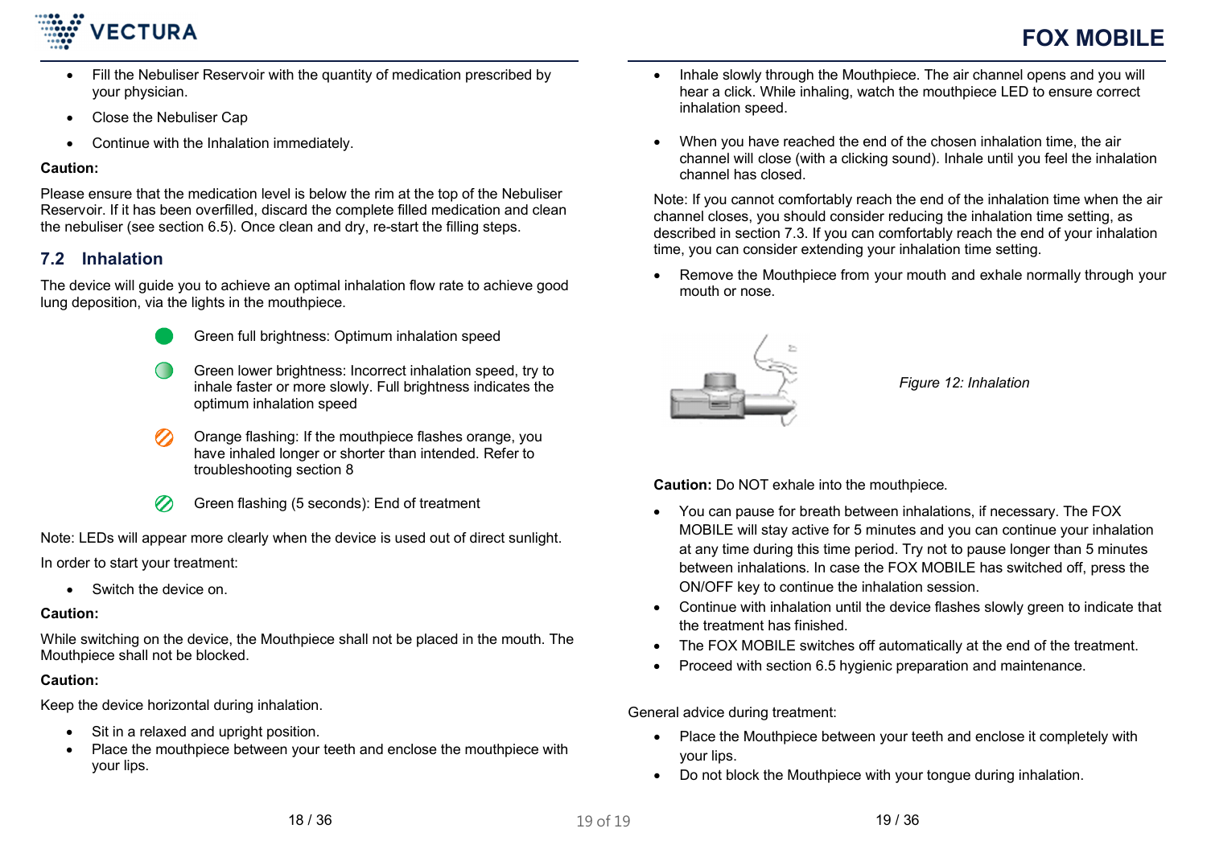- Fill the Nebuliser Reservoir with the quantity of medication prescribed by your physician.
- Close the Nebuliser Cap
- Continue with the Inhalation immediately.

**Caution:**

Please ensure that the medication level is below the rim at the top of the Nebuliser Reservoir. If it has been overfilled, discard the complete filled medication and clean the nebuliser (see section 6.5). Once clean and dry, re-start the filling steps.

## 7.2 Inhalation

The device will guide you to achieve an optimal inhalation flow rate to achieve good lung deposition, via the lights in the mouthpiece.

- Green full brightness: Optimum inhalation speed
- Green lower brightness: Incorrect inhalation speed, try to inhale faster or more slowly. Full brightness indicates the optimum inhalation speed
- Orange flashing: If the mouthpiece flashes orange, you have inhaled longer or shorter than intended. Refer to troubleshooting section 8
- Green flashing (5 seconds): End of treatment

Note: LEDs will appear more clearly when the device is used out of direct sunlight.

In order to start your treatment:

- Switch the device on.

**Caution:**

While switching on the device, the Mouthpiece shall not be placed in the mouth. The Mouthpiece shall not be blocked.

**Caution:**

Keep the device horizontal during inhalation.

- Sit in a relaxed and upright position.
- Place the mouthpiece between your teeth and enclose the mouthpiece with your lips.
- Inhale slowly through the Mouthpiece. The air channel opens and you will hear a click. While inhaling, watch the mouthpiece LED to ensure correct inhalation speed.
- When you have reached the end of the chosen inhalation time, the air channel will close (with a clicking sound). Inhale until you feel the inhalation channel has closed.

Note: If you cannot comfortably reach the end of the inhalation time when the air channel closes, you should consider reducing the inhalation time setting, as described in section 7.3. If you can comfortably reach the end of your inhalation time, you can consider extending your inhalation time setting.

- Remove the Mouthpiece from your mouth and exhale normally through your mouth or nose.

*Figure 12: Inhalation*

**Caution:** Do NOT exhale into the mouthpiece.

- You can pause for breath between inhalations, if necessary. The FOX MOBILE will stay active for 5 minutes and you can continue your inhalation at any time during this time period. Try not to pause longer than 5 minutes between inhalations. In case the FOX MOBILE has switched off, press the ON/OFF key to continue the inhalation session.
- Continue with inhalation until the device flashes slowly green to indicate that the treatment has finished.
- The FOX MOBILE switches off automatically at the end of the treatment.
- Proceed with section 6.5 hygienic preparation and maintenance.

General advice during treatment:

- Place the Mouthpiece between your teeth and enclose it completely with your lips.
- Do not block the Mouthpiece with your tongue during inhalation.